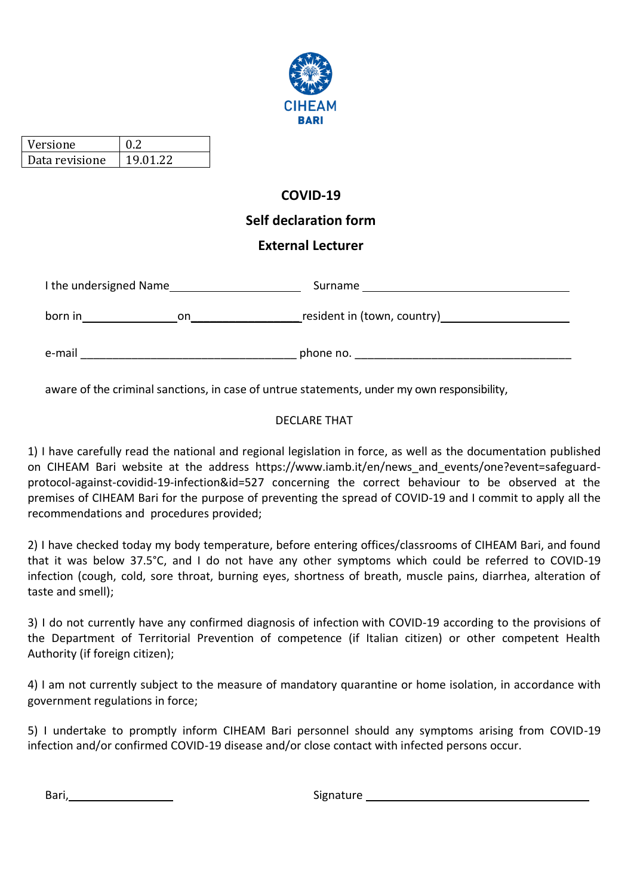CIHEAM
BARI

| | |
|---|---|
| Versione | 0.2 |
| Data revisione | 19.01.22 |

# COVID-19

## Self declaration form

## External Lecturer

I the undersigned Name\_\_\_\_\_\_\_\_\_\_\_\_\_\_\_\_\_\_\_\_\_\_ Surname \_\_\_\_\_\_\_\_\_\_\_\_\_\_\_\_\_\_\_\_\_\_\_\_\_\_\_\_\_\_\_\_\_\_\_\_\_\_\_

born in\_\_\_\_\_\_\_\_\_\_\_\_\_\_\_\_ on\_\_\_\_\_\_\_\_\_\_\_\_\_\_\_\_\_\_\_resident in (town, country)\_\_\_\_\_\_\_\_\_\_\_\_\_\_\_\_\_\_\_\_\_\_\_\_

e-mail \_\_\_\_\_\_\_\_\_\_\_\_\_\_\_\_\_\_\_\_\_\_\_\_\_\_\_\_\_\_\_\_\_\_\_\_\_\_ phone no. \_\_\_\_\_\_\_\_\_\_\_\_\_\_\_\_\_\_\_\_\_\_\_\_\_\_\_\_\_\_\_\_\_\_\_\_\_\_

aware of the criminal sanctions, in case of untrue statements, under my own responsibility,

DECLARE THAT

1) I have carefully read the national and regional legislation in force, as well as the documentation published on CIHEAM Bari website at the address https://www.iamb.it/en/news_and_events/one?event=safeguard-protocol-against-covidid-19-infection&id=527 concerning the correct behaviour to be observed at the premises of CIHEAM Bari for the purpose of preventing the spread of COVID-19 and I commit to apply all the recommendations and procedures provided;

2) I have checked today my body temperature, before entering offices/classrooms of CIHEAM Bari, and found that it was below 37.5°C, and I do not have any other symptoms which could be referred to COVID-19 infection (cough, cold, sore throat, burning eyes, shortness of breath, muscle pains, diarrhea, alteration of taste and smell);

3) I do not currently have any confirmed diagnosis of infection with COVID-19 according to the provisions of the Department of Territorial Prevention of competence (if Italian citizen) or other competent Health Authority (if foreign citizen);

4) I am not currently subject to the measure of mandatory quarantine or home isolation, in accordance with government regulations in force;

5) I undertake to promptly inform CIHEAM Bari personnel should any symptoms arising from COVID-19 infection and/or confirmed COVID-19 disease and/or close contact with infected persons occur.

Bari,\_\_\_\_\_\_\_\_\_\_\_\_\_\_\_\_\_\_\_ Signature \_\_\_\_\_\_\_\_\_\_\_\_\_\_\_\_\_\_\_\_\_\_\_\_\_\_\_\_\_\_\_\_\_\_\_\_\_\_\_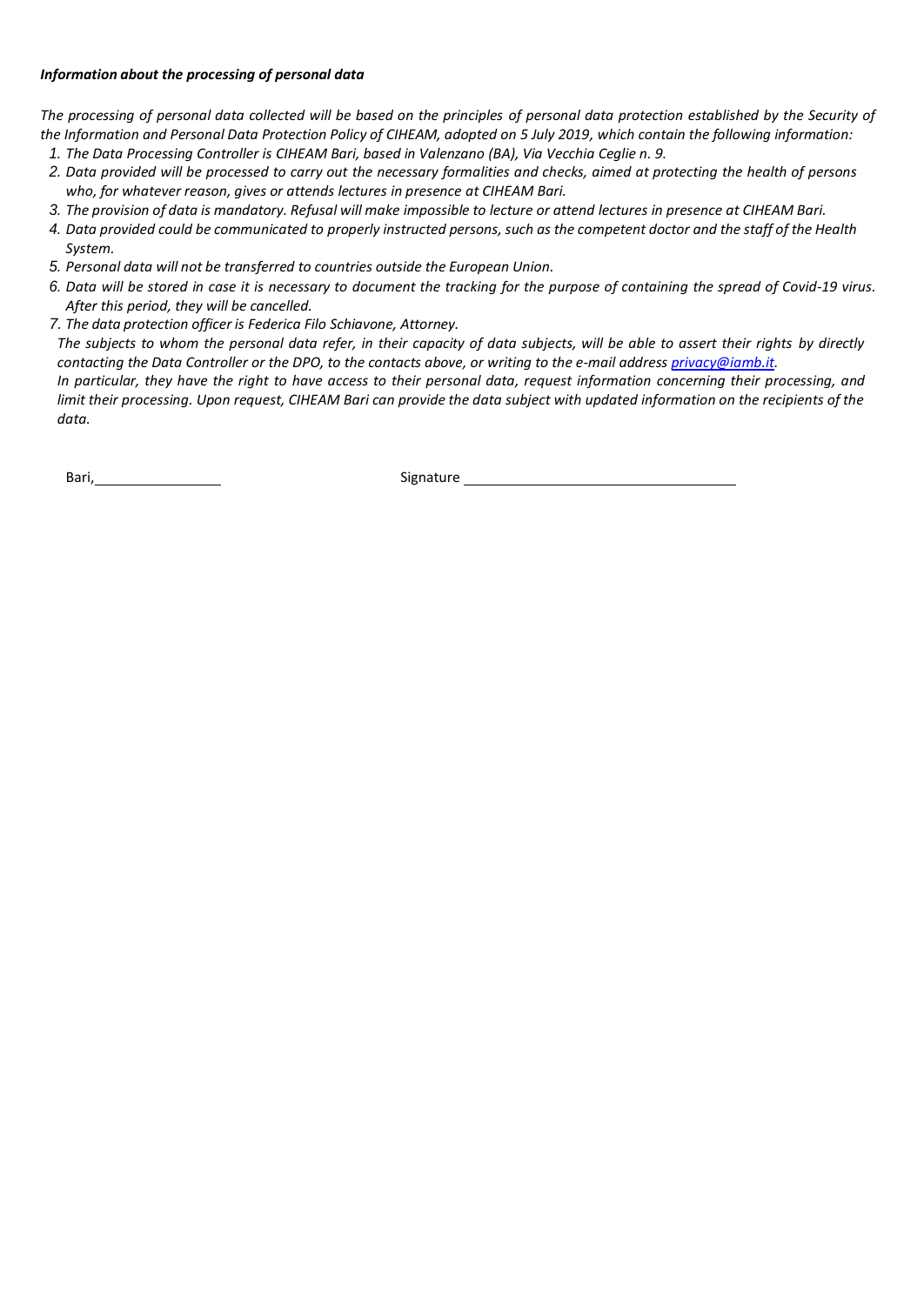***Information about the processing of personal data***

*The processing of personal data collected will be based on the principles of personal data protection established by the Security of the Information and Personal Data Protection Policy of CIHEAM, adopted on 5 July 2019, which contain the following information:*

1. *The Data Processing Controller is CIHEAM Bari, based in Valenzano (BA), Via Vecchia Ceglie n. 9.*
2. *Data provided will be processed to carry out the necessary formalities and checks, aimed at protecting the health of persons who, for whatever reason, gives or attends lectures in presence at CIHEAM Bari.*
3. *The provision of data is mandatory. Refusal will make impossible to lecture or attend lectures in presence at CIHEAM Bari.*
4. *Data provided could be communicated to properly instructed persons, such as the competent doctor and the staff of the Health System.*
5. *Personal data will not be transferred to countries outside the European Union.*
6. *Data will be stored in case it is necessary to document the tracking for the purpose of containing the spread of Covid-19 virus. After this period, they will be cancelled.*
7. *The data protection officer is Federica Filo Schiavone, Attorney.*

*The subjects to whom the personal data refer, in their capacity of data subjects, will be able to assert their rights by directly contacting the Data Controller or the DPO, to the contacts above, or writing to the e-mail address privacy@iamb.it.*

*In particular, they have the right to have access to their personal data, request information concerning their processing, and limit their processing. Upon request, CIHEAM Bari can provide the data subject with updated information on the recipients of the data.*

Bari, ________________ Signature ____________________________________